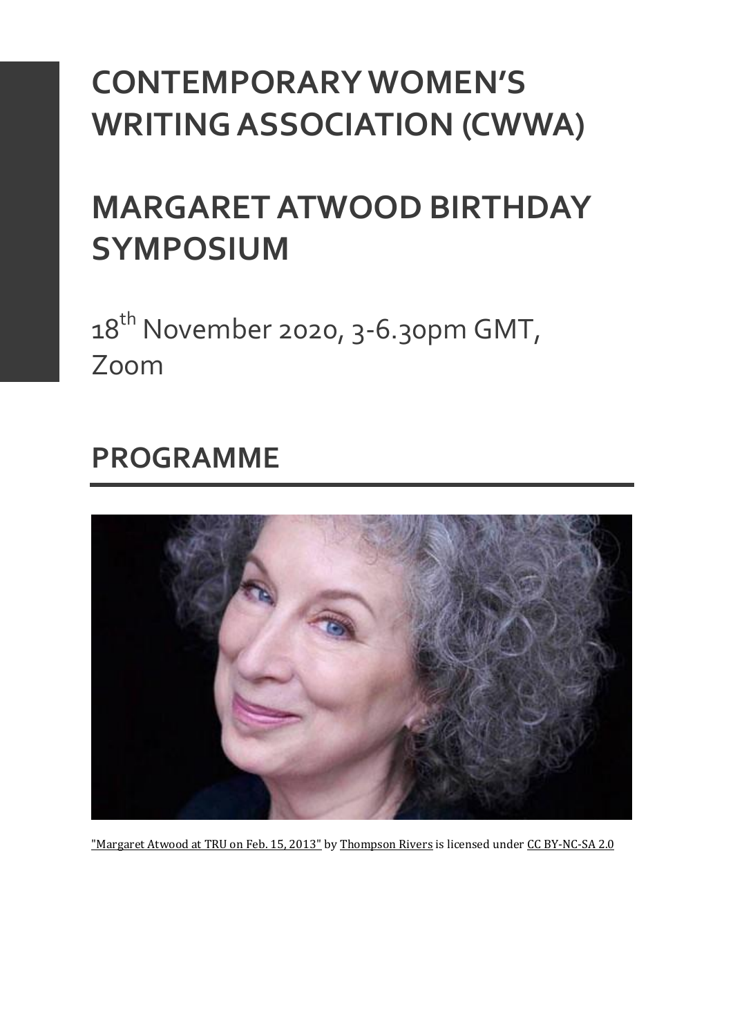# CONTEMPORARY WOMEN'S WRITING ASSOCIATION (CWWA)

# MARGARET ATWOOD BIRTHDAY SYMPOSIUM

18th November 2020, 3-6.30pm GMT, Zoom

## PROGRAMME

"Margaret Atwood at TRU on Feb. 15, 2013" by Thompson Rivers is licensed under CC BY-NC-SA 2.0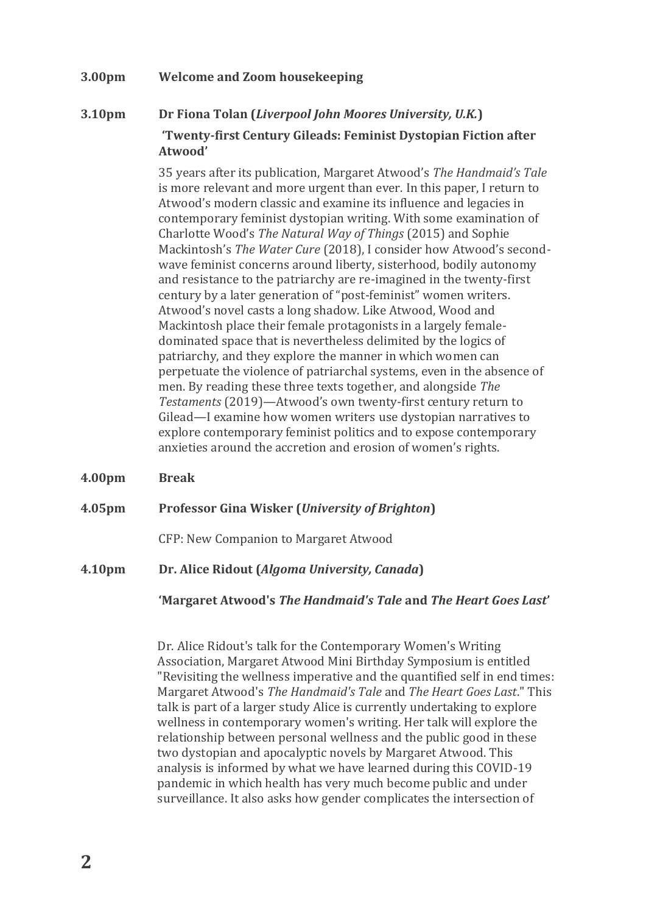**3.00pm** **Welcome and Zoom housekeeping**

**3.10pm** **Dr Fiona Tolan (*Liverpool John Moores University, U.K.*)**

**'Twenty-first Century Gileads: Feminist Dystopian Fiction after Atwood'**

35 years after its publication, Margaret Atwood's *The Handmaid's Tale* is more relevant and more urgent than ever. In this paper, I return to Atwood's modern classic and examine its influence and legacies in contemporary feminist dystopian writing. With some examination of Charlotte Wood's *The Natural Way of Things* (2015) and Sophie Mackintosh's *The Water Cure* (2018), I consider how Atwood's second-wave feminist concerns around liberty, sisterhood, bodily autonomy and resistance to the patriarchy are re-imagined in the twenty-first century by a later generation of "post-feminist" women writers. Atwood's novel casts a long shadow. Like Atwood, Wood and Mackintosh place their female protagonists in a largely female-dominated space that is nevertheless delimited by the logics of patriarchy, and they explore the manner in which women can perpetuate the violence of patriarchal systems, even in the absence of men. By reading these three texts together, and alongside *The Testaments* (2019)—Atwood's own twenty-first century return to Gilead—I examine how women writers use dystopian narratives to explore contemporary feminist politics and to expose contemporary anxieties around the accretion and erosion of women's rights.

**4.00pm** **Break**

**4.05pm** **Professor Gina Wisker (*University of Brighton*)**

CFP: New Companion to Margaret Atwood

**4.10pm** **Dr. Alice Ridout (*Algoma University, Canada*)**

**'Margaret Atwood's *The Handmaid's Tale* and *The Heart Goes Last*'**

Dr. Alice Ridout's talk for the Contemporary Women's Writing Association, Margaret Atwood Mini Birthday Symposium is entitled "Revisiting the wellness imperative and the quantified self in end times: Margaret Atwood's *The Handmaid's Tale* and *The Heart Goes Last*." This talk is part of a larger study Alice is currently undertaking to explore wellness in contemporary women's writing. Her talk will explore the relationship between personal wellness and the public good in these two dystopian and apocalyptic novels by Margaret Atwood. This analysis is informed by what we have learned during this COVID-19 pandemic in which health has very much become public and under surveillance. It also asks how gender complicates the intersection of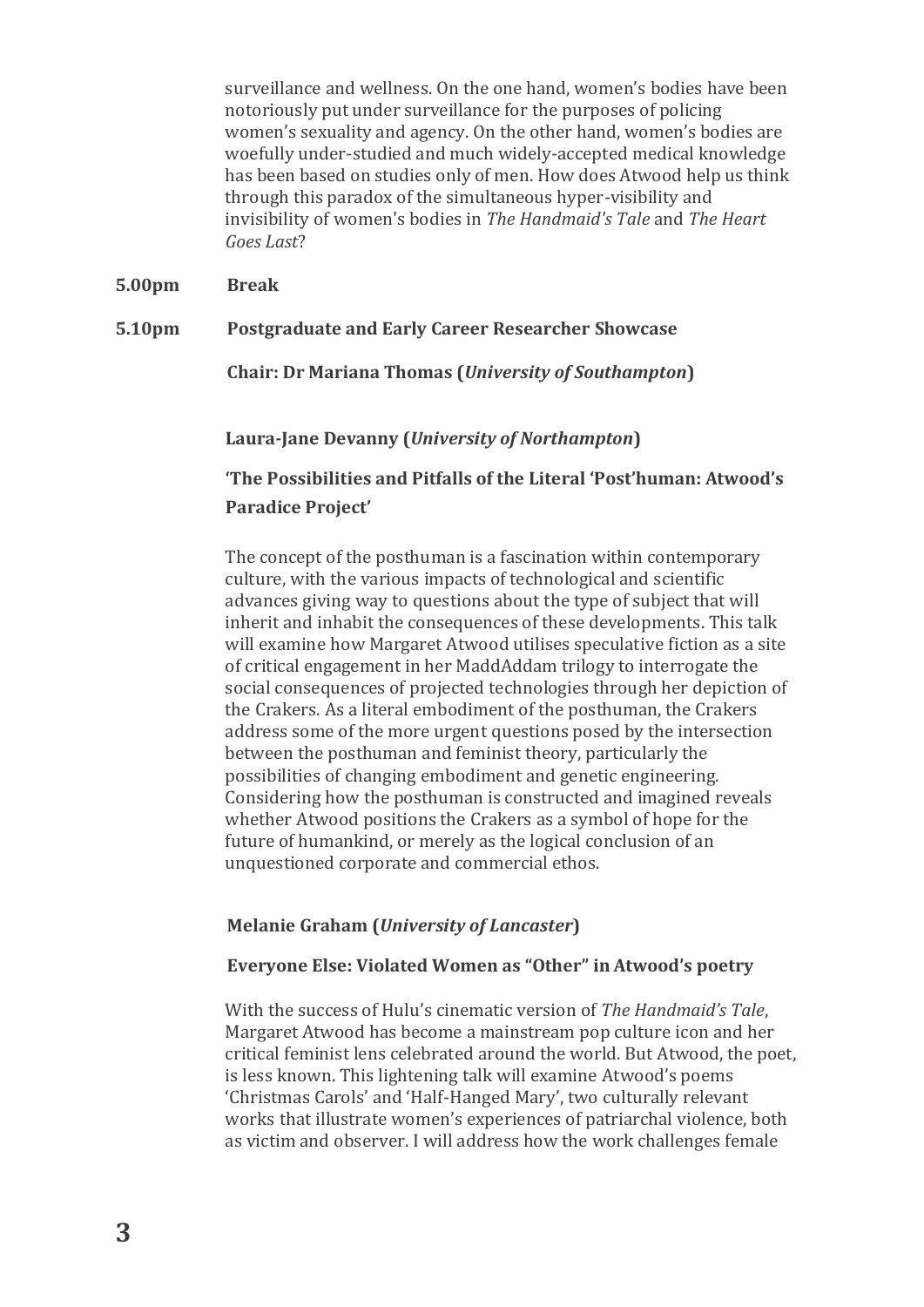surveillance and wellness. On the one hand, women's bodies have been notoriously put under surveillance for the purposes of policing women's sexuality and agency. On the other hand, women's bodies are woefully under-studied and much widely-accepted medical knowledge has been based on studies only of men. How does Atwood help us think through this paradox of the simultaneous hyper-visibility and invisibility of women's bodies in *The Handmaid's Tale* and *The Heart Goes Last*?

**5.00pm Break**

**5.10pm Postgraduate and Early Career Researcher Showcase**

**Chair: Dr Mariana Thomas (*University of Southampton*)**

**Laura-Jane Devanny (*University of Northampton*)**

**'The Possibilities and Pitfalls of the Literal 'Post'human: Atwood's Paradice Project'**

The concept of the posthuman is a fascination within contemporary culture, with the various impacts of technological and scientific advances giving way to questions about the type of subject that will inherit and inhabit the consequences of these developments. This talk will examine how Margaret Atwood utilises speculative fiction as a site of critical engagement in her MaddAddam trilogy to interrogate the social consequences of projected technologies through her depiction of the Crakers. As a literal embodiment of the posthuman, the Crakers address some of the more urgent questions posed by the intersection between the posthuman and feminist theory, particularly the possibilities of changing embodiment and genetic engineering. Considering how the posthuman is constructed and imagined reveals whether Atwood positions the Crakers as a symbol of hope for the future of humankind, or merely as the logical conclusion of an unquestioned corporate and commercial ethos.

**Melanie Graham (*University of Lancaster*)**

**Everyone Else: Violated Women as "Other" in Atwood's poetry**

With the success of Hulu's cinematic version of *The Handmaid's Tale*, Margaret Atwood has become a mainstream pop culture icon and her critical feminist lens celebrated around the world. But Atwood, the poet, is less known. This lightening talk will examine Atwood's poems 'Christmas Carols' and 'Half-Hanged Mary', two culturally relevant works that illustrate women's experiences of patriarchal violence, both as victim and observer. I will address how the work challenges female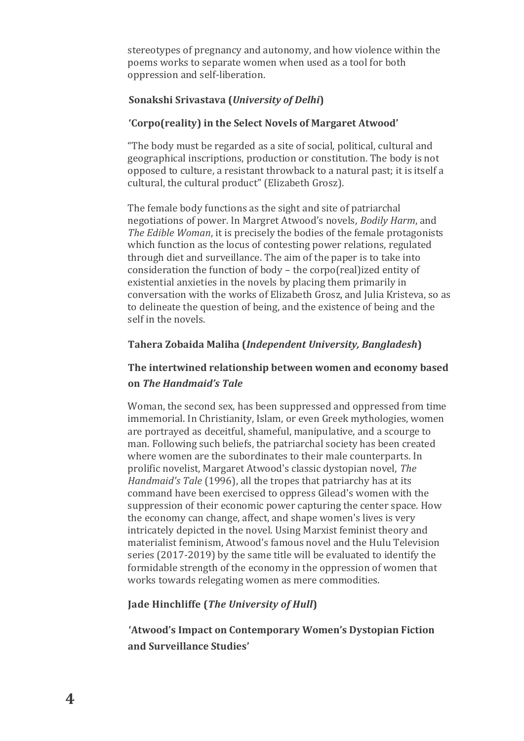stereotypes of pregnancy and autonomy, and how violence within the poems works to separate women when used as a tool for both oppression and self-liberation.

**Sonakshi Srivastava (*University of Delhi*)**

**'Corpo(reality) in the Select Novels of Margaret Atwood'**

"The body must be regarded as a site of social, political, cultural and geographical inscriptions, production or constitution. The body is not opposed to culture, a resistant throwback to a natural past; it is itself a cultural, the cultural product" (Elizabeth Grosz).

The female body functions as the sight and site of patriarchal negotiations of power. In Margret Atwood's novels, *Bodily Harm*, and *The Edible Woman*, it is precisely the bodies of the female protagonists which function as the locus of contesting power relations, regulated through diet and surveillance. The aim of the paper is to take into consideration the function of body – the corpo(real)ized entity of existential anxieties in the novels by placing them primarily in conversation with the works of Elizabeth Grosz, and Julia Kristeva, so as to delineate the question of being, and the existence of being and the self in the novels.

**Tahera Zobaida Maliha (*Independent University, Bangladesh*)**

**The intertwined relationship between women and economy based on *The Handmaid's Tale***

Woman, the second sex, has been suppressed and oppressed from time immemorial. In Christianity, Islam, or even Greek mythologies, women are portrayed as deceitful, shameful, manipulative, and a scourge to man. Following such beliefs, the patriarchal society has been created where women are the subordinates to their male counterparts. In prolific novelist, Margaret Atwood's classic dystopian novel, *The Handmaid's Tale* (1996), all the tropes that patriarchy has at its command have been exercised to oppress Gilead's women with the suppression of their economic power capturing the center space. How the economy can change, affect, and shape women's lives is very intricately depicted in the novel. Using Marxist feminist theory and materialist feminism, Atwood's famous novel and the Hulu Television series (2017-2019) by the same title will be evaluated to identify the formidable strength of the economy in the oppression of women that works towards relegating women as mere commodities.

**Jade Hinchliffe (*The University of Hull*)**

**'Atwood's Impact on Contemporary Women's Dystopian Fiction and Surveillance Studies'**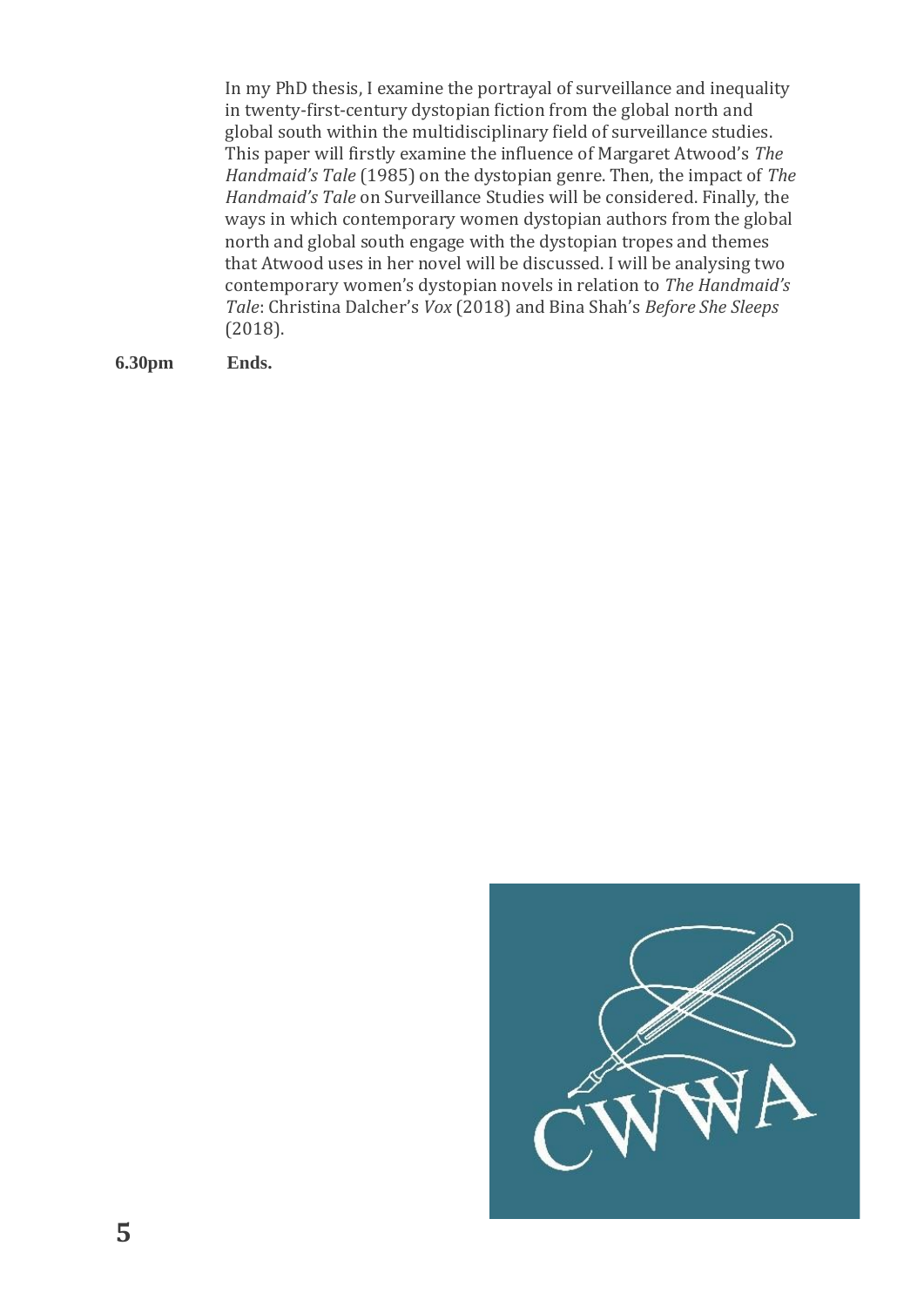In my PhD thesis, I examine the portrayal of surveillance and inequality in twenty-first-century dystopian fiction from the global north and global south within the multidisciplinary field of surveillance studies. This paper will firstly examine the influence of Margaret Atwood's *The Handmaid's Tale* (1985) on the dystopian genre. Then, the impact of *The Handmaid's Tale* on Surveillance Studies will be considered. Finally, the ways in which contemporary women dystopian authors from the global north and global south engage with the dystopian tropes and themes that Atwood uses in her novel will be discussed. I will be analysing two contemporary women's dystopian novels in relation to *The Handmaid's Tale*: Christina Dalcher's *Vox* (2018) and Bina Shah's *Before She Sleeps* (2018).

**6.30pm Ends.**